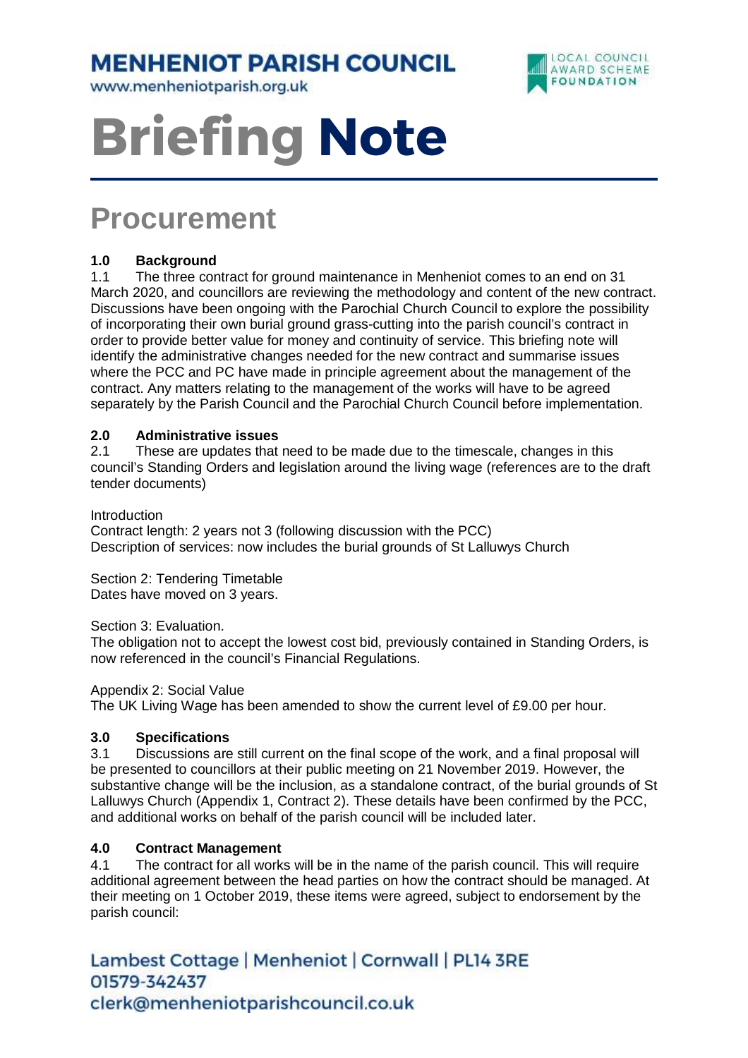# MENHENIOT PARISH COUNCIL

www.menheniotparish.org.uk

LOCAL COUNCIL AWARD SCHEME FOUNDATION

# Briefing Note

## Procurement

### 1.0 Background

1.1 The three contract for ground maintenance in Menheniot comes to an end on 31 March 2020, and councillors are reviewing the methodology and content of the new contract. Discussions have been ongoing with the Parochial Church Council to explore the possibility of incorporating their own burial ground grass-cutting into the parish council's contract in order to provide better value for money and continuity of service. This briefing note will identify the administrative changes needed for the new contract and summarise issues where the PCC and PC have made in principle agreement about the management of the contract. Any matters relating to the management of the works will have to be agreed separately by the Parish Council and the Parochial Church Council before implementation.

### 2.0 Administrative issues

2.1 These are updates that need to be made due to the timescale, changes in this council's Standing Orders and legislation around the living wage (references are to the draft tender documents)

Introduction
Contract length: 2 years not 3 (following discussion with the PCC)
Description of services: now includes the burial grounds of St Lalluwys Church

Section 2: Tendering Timetable
Dates have moved on 3 years.

Section 3: Evaluation.
The obligation not to accept the lowest cost bid, previously contained in Standing Orders, is now referenced in the council's Financial Regulations.

Appendix 2: Social Value
The UK Living Wage has been amended to show the current level of £9.00 per hour.

### 3.0 Specifications

3.1 Discussions are still current on the final scope of the work, and a final proposal will be presented to councillors at their public meeting on 21 November 2019. However, the substantive change will be the inclusion, as a standalone contract, of the burial grounds of St Lalluwys Church (Appendix 1, Contract 2). These details have been confirmed by the PCC, and additional works on behalf of the parish council will be included later.

### 4.0 Contract Management

4.1 The contract for all works will be in the name of the parish council. This will require additional agreement between the head parties on how the contract should be managed. At their meeting on 1 October 2019, these items were agreed, subject to endorsement by the parish council:

Lambest Cottage | Menheniot | Cornwall | PL14 3RE
01579-342437
clerk@menheniotparishcouncil.co.uk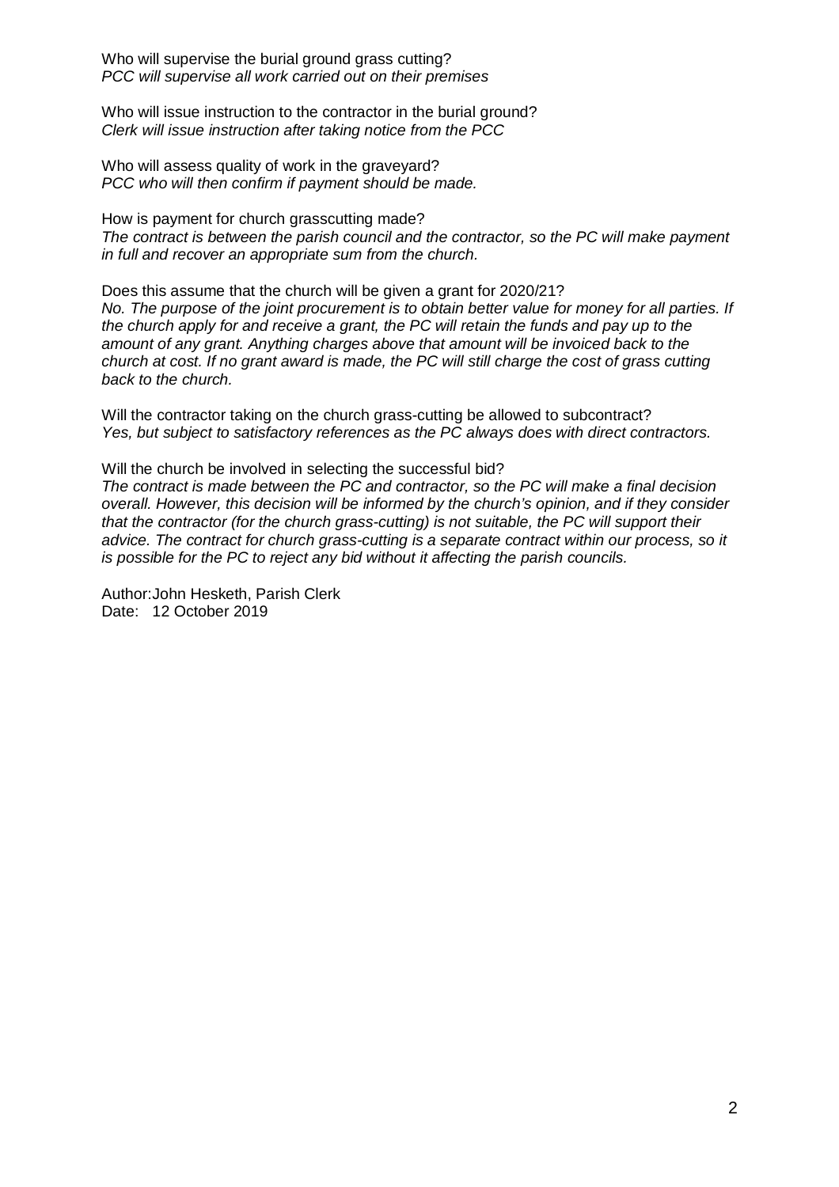Who will supervise the burial ground grass cutting?
*PCC will supervise all work carried out on their premises*

Who will issue instruction to the contractor in the burial ground?
*Clerk will issue instruction after taking notice from the PCC*

Who will assess quality of work in the graveyard?
*PCC who will then confirm if payment should be made.*

How is payment for church grasscutting made?
*The contract is between the parish council and the contractor, so the PC will make payment in full and recover an appropriate sum from the church.*

Does this assume that the church will be given a grant for 2020/21?
*No. The purpose of the joint procurement is to obtain better value for money for all parties. If the church apply for and receive a grant, the PC will retain the funds and pay up to the amount of any grant. Anything charges above that amount will be invoiced back to the church at cost. If no grant award is made, the PC will still charge the cost of grass cutting back to the church.*

Will the contractor taking on the church grass-cutting be allowed to subcontract?
*Yes, but subject to satisfactory references as the PC always does with direct contractors.*

Will the church be involved in selecting the successful bid?
*The contract is made between the PC and contractor, so the PC will make a final decision overall. However, this decision will be informed by the church's opinion, and if they consider that the contractor (for the church grass-cutting) is not suitable, the PC will support their advice. The contract for church grass-cutting is a separate contract within our process, so it is possible for the PC to reject any bid without it affecting the parish councils.*

Author: John Hesketh, Parish Clerk
Date: 12 October 2019